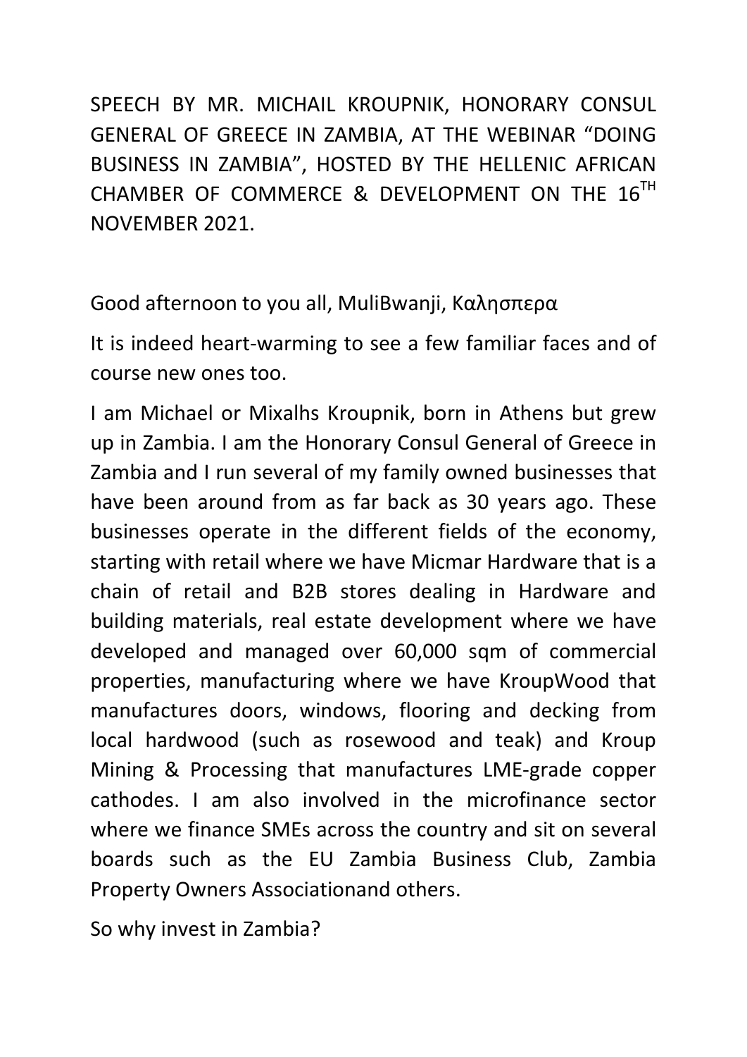SPEECH BY MR. MICHAIL KROUPNIK, HONORARY CONSUL GENERAL OF GREECE IN ZAMBIA, AT THE WEBINAR "DOING BUSINESS IN ZAMBIA", HOSTED BY THE HELLENIC AFRICAN CHAMBER OF COMMERCE & DEVELOPMENT ON THE 16TH NOVEMBER 2021.

Good afternoon to you all, MuliBwanji, Καλησπερα

It is indeed heart-warming to see a few familiar faces and of course new ones too.

I am Michael or Mixalhs Kroupnik, born in Athens but grew up in Zambia. I am the Honorary Consul General of Greece in Zambia and I run several of my family owned businesses that have been around from as far back as 30 years ago. These businesses operate in the different fields of the economy, starting with retail where we have Micmar Hardware that is a chain of retail and B2B stores dealing in Hardware and building materials, real estate development where we have developed and managed over 60,000 sqm of commercial properties, manufacturing where we have KroupWood that manufactures doors, windows, flooring and decking from local hardwood (such as rosewood and teak) and Kroup Mining & Processing that manufactures LME-grade copper cathodes. I am also involved in the microfinance sector where we finance SMEs across the country and sit on several boards such as the EU Zambia Business Club, Zambia Property Owners Associationand others.

So why invest in Zambia?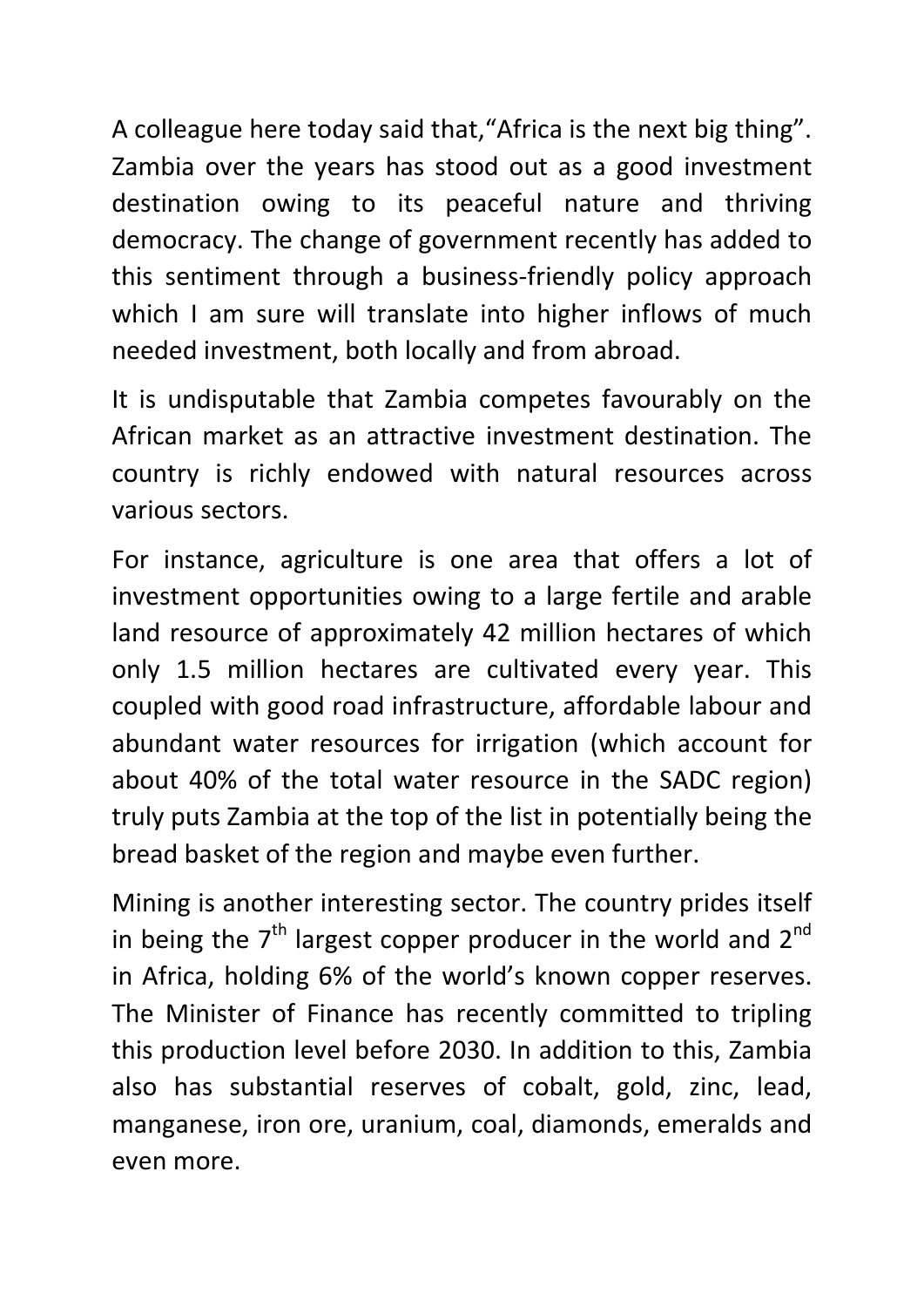A colleague here today said that,"Africa is the next big thing". Zambia over the years has stood out as a good investment destination owing to its peaceful nature and thriving democracy. The change of government recently has added to this sentiment through a business-friendly policy approach which I am sure will translate into higher inflows of much needed investment, both locally and from abroad.

It is undisputable that Zambia competes favourably on the African market as an attractive investment destination. The country is richly endowed with natural resources across various sectors.

For instance, agriculture is one area that offers a lot of investment opportunities owing to a large fertile and arable land resource of approximately 42 million hectares of which only 1.5 million hectares are cultivated every year. This coupled with good road infrastructure, affordable labour and abundant water resources for irrigation (which account for about 40% of the total water resource in the SADC region) truly puts Zambia at the top of the list in potentially being the bread basket of the region and maybe even further.

Mining is another interesting sector. The country prides itself in being the 7th largest copper producer in the world and 2nd in Africa, holding 6% of the world's known copper reserves. The Minister of Finance has recently committed to tripling this production level before 2030. In addition to this, Zambia also has substantial reserves of cobalt, gold, zinc, lead, manganese, iron ore, uranium, coal, diamonds, emeralds and even more.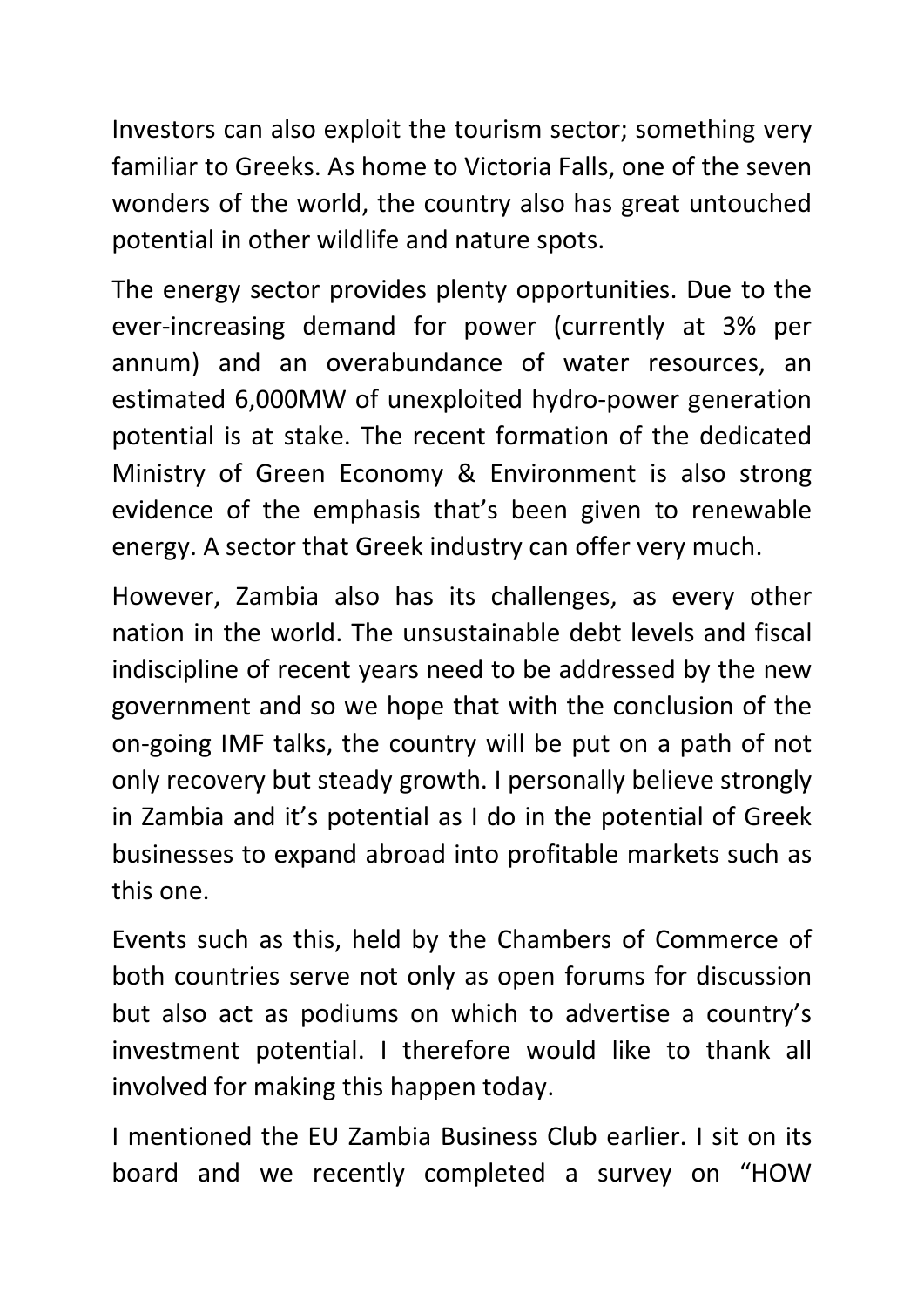Investors can also exploit the tourism sector; something very familiar to Greeks. As home to Victoria Falls, one of the seven wonders of the world, the country also has great untouched potential in other wildlife and nature spots.

The energy sector provides plenty opportunities. Due to the ever-increasing demand for power (currently at 3% per annum) and an overabundance of water resources, an estimated 6,000MW of unexploited hydro-power generation potential is at stake. The recent formation of the dedicated Ministry of Green Economy & Environment is also strong evidence of the emphasis that's been given to renewable energy. A sector that Greek industry can offer very much.

However, Zambia also has its challenges, as every other nation in the world. The unsustainable debt levels and fiscal indiscipline of recent years need to be addressed by the new government and so we hope that with the conclusion of the on-going IMF talks, the country will be put on a path of not only recovery but steady growth. I personally believe strongly in Zambia and it's potential as I do in the potential of Greek businesses to expand abroad into profitable markets such as this one.

Events such as this, held by the Chambers of Commerce of both countries serve not only as open forums for discussion but also act as podiums on which to advertise a country's investment potential. I therefore would like to thank all involved for making this happen today.

I mentioned the EU Zambia Business Club earlier. I sit on its board and we recently completed a survey on "HOW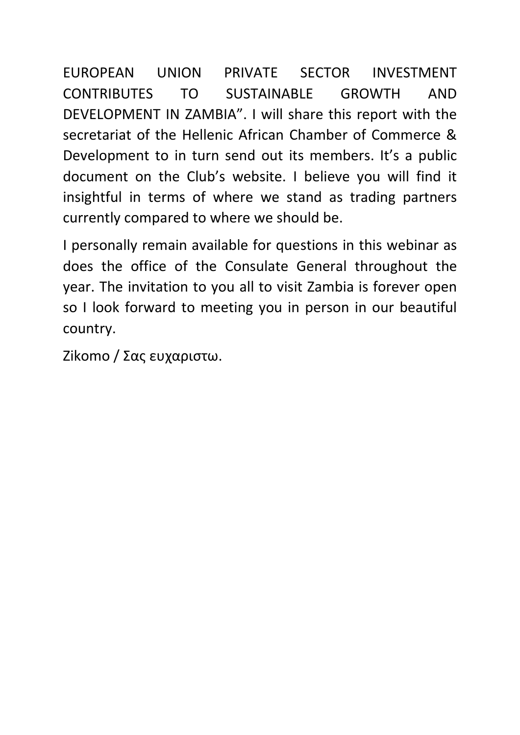EUROPEAN UNION PRIVATE SECTOR INVESTMENT CONTRIBUTES TO SUSTAINABLE GROWTH AND DEVELOPMENT IN ZAMBIA". I will share this report with the secretariat of the Hellenic African Chamber of Commerce & Development to in turn send out its members. It's a public document on the Club's website. I believe you will find it insightful in terms of where we stand as trading partners currently compared to where we should be.

I personally remain available for questions in this webinar as does the office of the Consulate General throughout the year. The invitation to you all to visit Zambia is forever open so I look forward to meeting you in person in our beautiful country.

Zikomo / Σας ευχαριστω.